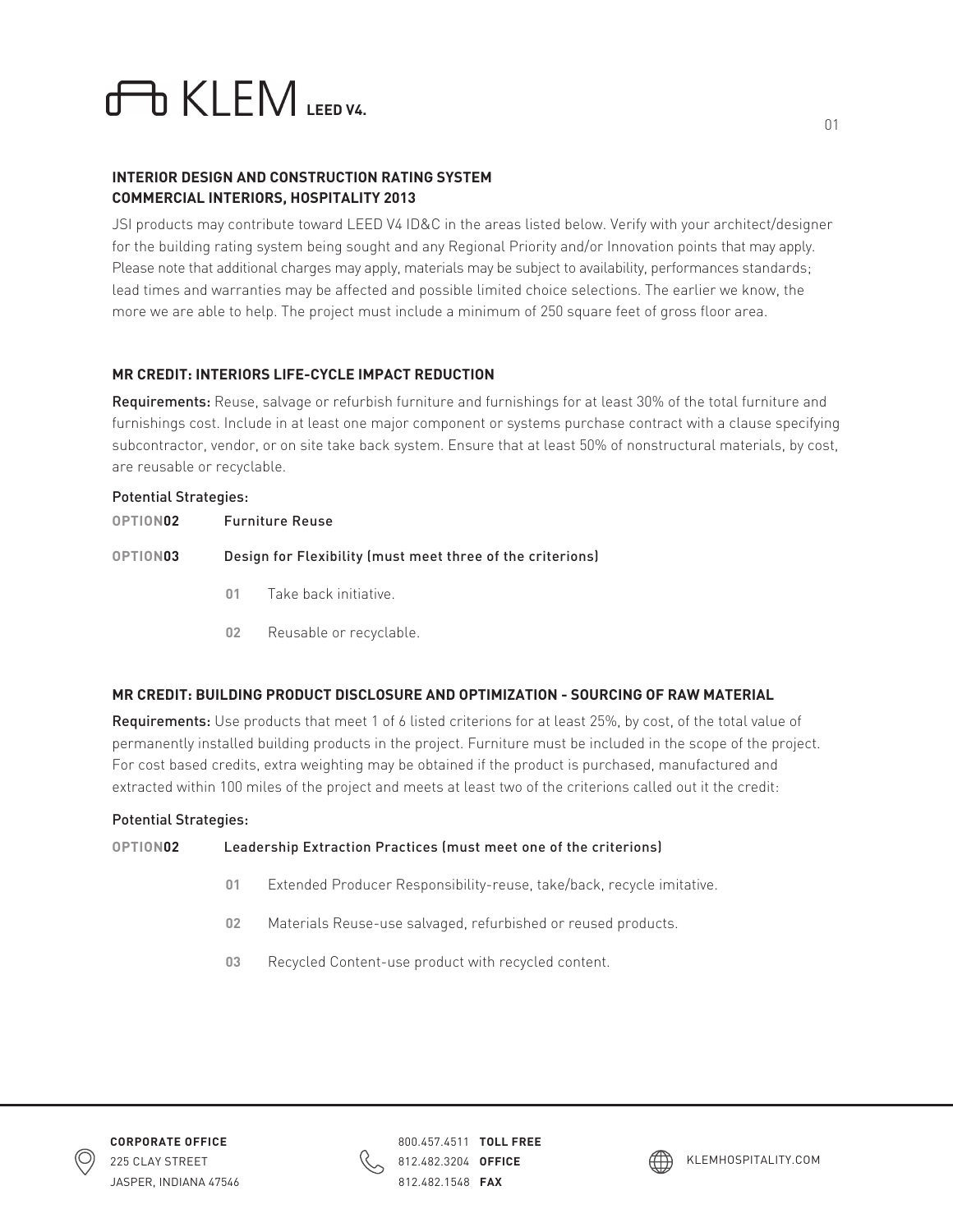# KLEM LEED V4.

### INTERIOR DESIGN AND CONSTRUCTION RATING SYSTEM
### COMMERCIAL INTERIORS, HOSPITALITY 2013

JSI products may contribute toward LEED V4 ID&C in the areas listed below. Verify with your architect/designer for the building rating system being sought and any Regional Priority and/or Innovation points that may apply. Please note that additional charges may apply, materials may be subject to availability, performances standards; lead times and warranties may be affected and possible limited choice selections. The earlier we know, the more we are able to help. The project must include a minimum of 250 square feet of gross floor area.

### MR CREDIT: INTERIORS LIFE-CYCLE IMPACT REDUCTION

**Requirements:** Reuse, salvage or refurbish furniture and furnishings for at least 30% of the total furniture and furnishings cost. Include in at least one major component or systems purchase contract with a clause specifying subcontractor, vendor, or on site take back system. Ensure that at least 50% of nonstructural materials, by cost, are reusable or recyclable.

Potential Strategies:

**OPTION02** Furniture Reuse

**OPTION03** Design for Flexibility (must meet three of the criterions)

- **01** Take back initiative.
- **02** Reusable or recyclable.

### MR CREDIT: BUILDING PRODUCT DISCLOSURE AND OPTIMIZATION - SOURCING OF RAW MATERIAL

**Requirements:** Use products that meet 1 of 6 listed criterions for at least 25%, by cost, of the total value of permanently installed building products in the project. Furniture must be included in the scope of the project. For cost based credits, extra weighting may be obtained if the product is purchased, manufactured and extracted within 100 miles of the project and meets at least two of the criterions called out it the credit:

Potential Strategies:

**OPTION02** Leadership Extraction Practices (must meet one of the criterions)

- **01** Extended Producer Responsibility-reuse, take/back, recycle imitative.
- **02** Materials Reuse-use salvaged, refurbished or reused products.
- **03** Recycled Content-use product with recycled content.

**CORPORATE OFFICE**
225 CLAY STREET
JASPER, INDIANA 47546

800.457.4511 **TOLL FREE**
812.482.3204 **OFFICE**
812.482.1548 **FAX**

KLEMHOSPITALITY.COM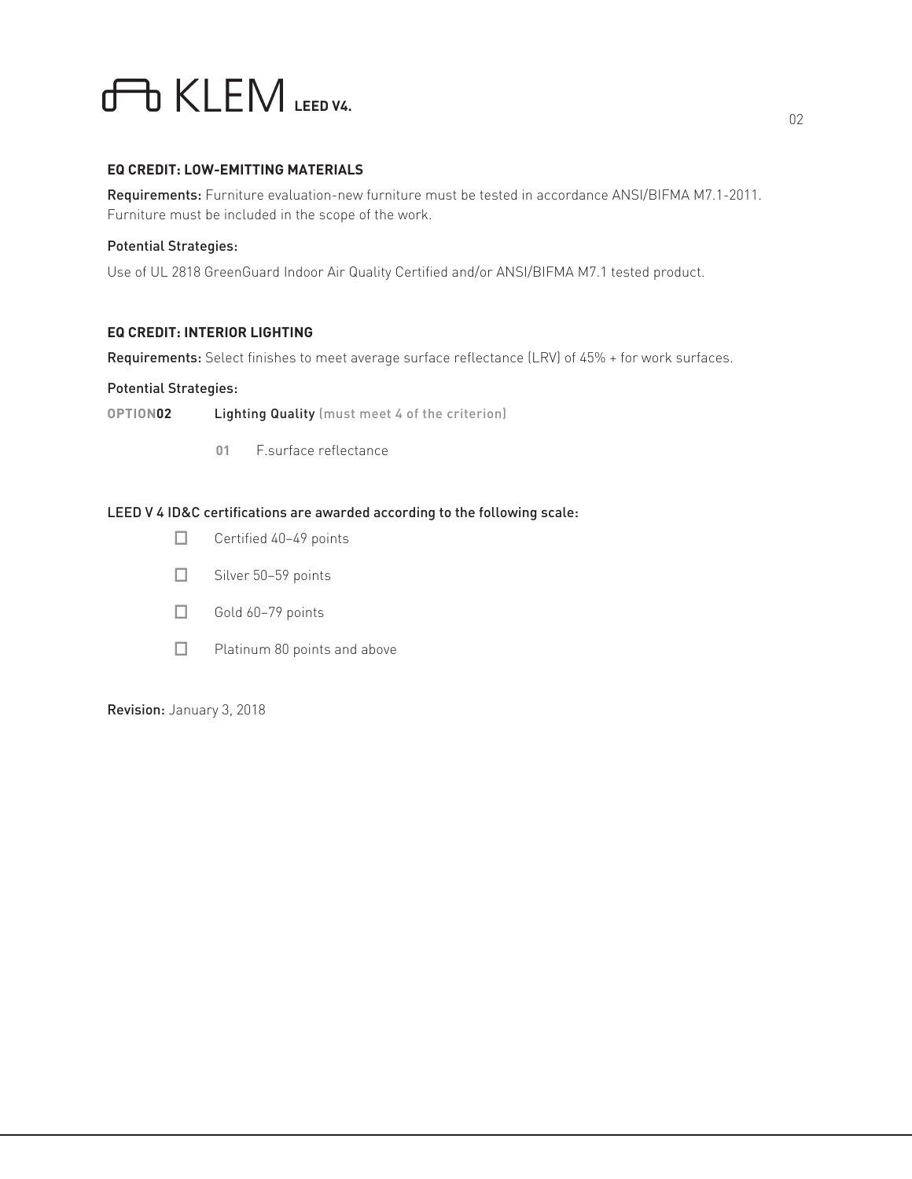**EQ CREDIT: LOW-EMITTING MATERIALS**

Requirements: Furniture evaluation-new furniture must be tested in accordance ANSI/BIFMA M7.1-2011. Furniture must be included in the scope of the work.

Potential Strategies:

Use of UL 2818 GreenGuard Indoor Air Quality Certified and/or ANSI/BIFMA M7.1 tested product.

**EQ CREDIT: INTERIOR LIGHTING**

Requirements: Select finishes to meet average surface reflectance (LRV) of 45% + for work surfaces.

Potential Strategies:

**OPTION02** Lighting Quality (must meet 4 of the criterion)

- **01** F.surface reflectance

LEED V 4 ID&C certifications are awarded according to the following scale:

- ☐ Certified 40–49 points
- ☐ Silver 50–59 points
- ☐ Gold 60–79 points
- ☐ Platinum 80 points and above

Revision: January 3, 2018